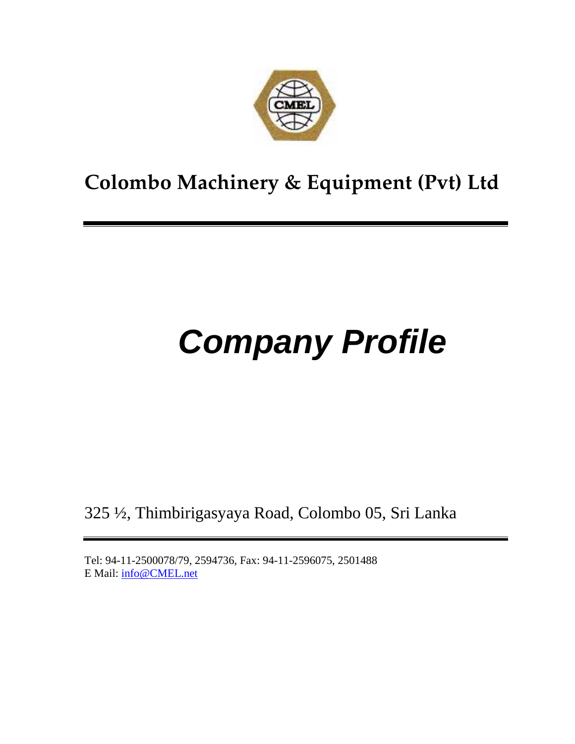# Colombo Machinery & Equipment (Pvt) Ltd

# *Company Profile*

325 ½, Thimbirigasyaya Road, Colombo 05, Sri Lanka

Tel: 94-11-2500078/79, 2594736, Fax: 94-11-2596075, 2501488
E Mail: info@CMEL.net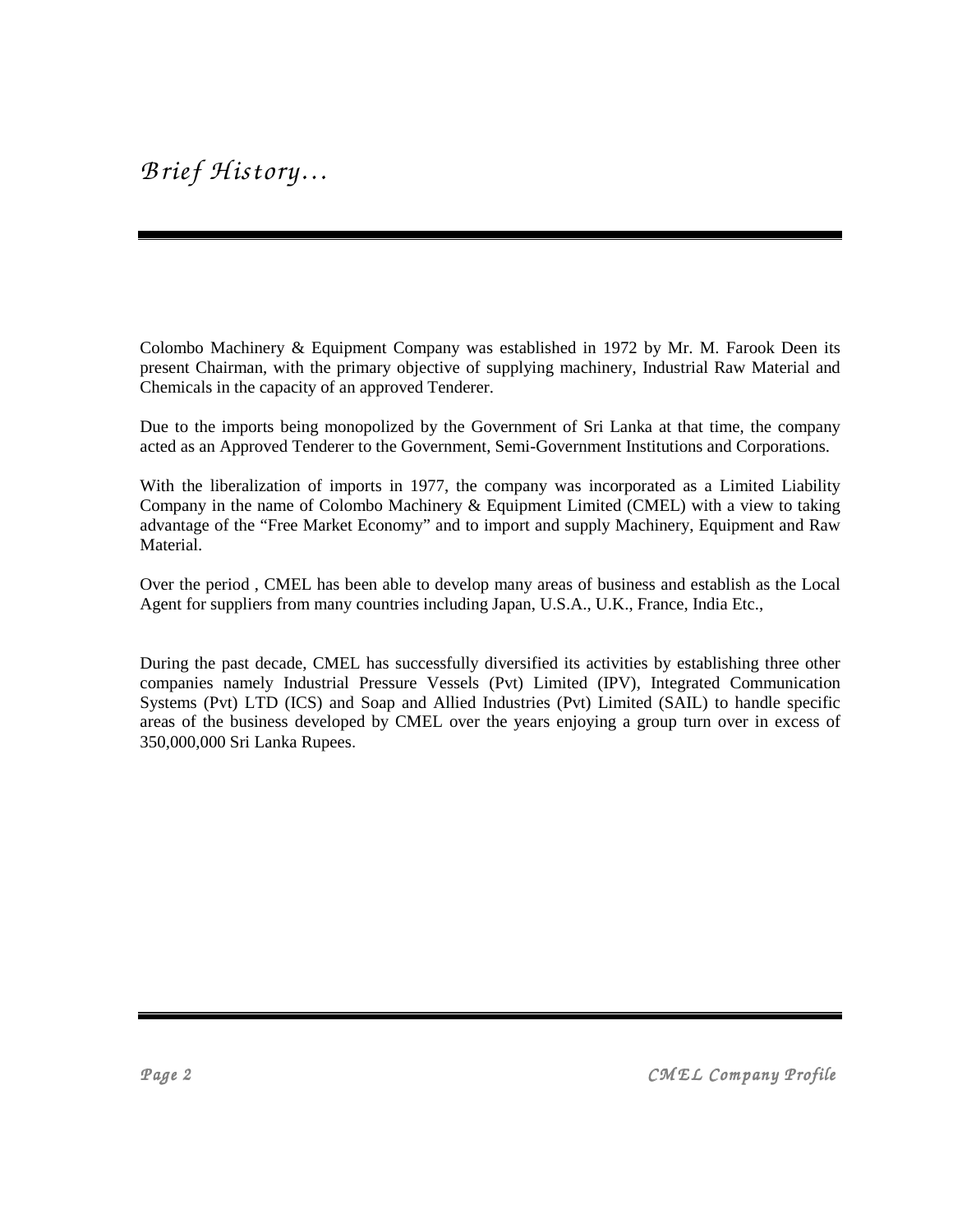# *Brief History…*

Colombo Machinery & Equipment Company was established in 1972 by Mr. M. Farook Deen its present Chairman, with the primary objective of supplying machinery, Industrial Raw Material and Chemicals in the capacity of an approved Tenderer.

Due to the imports being monopolized by the Government of Sri Lanka at that time, the company acted as an Approved Tenderer to the Government, Semi-Government Institutions and Corporations.

With the liberalization of imports in 1977, the company was incorporated as a Limited Liability Company in the name of Colombo Machinery & Equipment Limited (CMEL) with a view to taking advantage of the "Free Market Economy" and to import and supply Machinery, Equipment and Raw Material.

Over the period , CMEL has been able to develop many areas of business and establish as the Local Agent for suppliers from many countries including Japan, U.S.A., U.K., France, India Etc.,

During the past decade, CMEL has successfully diversified its activities by establishing three other companies namely Industrial Pressure Vessels (Pvt) Limited (IPV), Integrated Communication Systems (Pvt) LTD (ICS) and Soap and Allied Industries (Pvt) Limited (SAIL) to handle specific areas of the business developed by CMEL over the years enjoying a group turn over in excess of 350,000,000 Sri Lanka Rupees.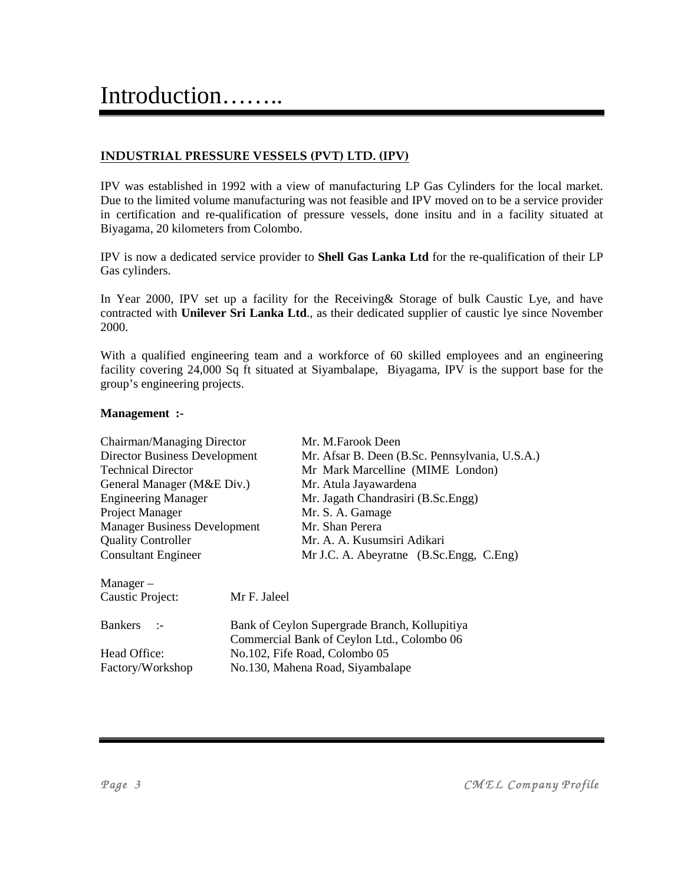# Introduction……..

**INDUSTRIAL PRESSURE VESSELS (PVT) LTD. (IPV)**

IPV was established in 1992 with a view of manufacturing LP Gas Cylinders for the local market. Due to the limited volume manufacturing was not feasible and IPV moved on to be a service provider in certification and re-qualification of pressure vessels, done insitu and in a facility situated at Biyagama, 20 kilometers from Colombo.

IPV is now a dedicated service provider to **Shell Gas Lanka Ltd** for the re-qualification of their LP Gas cylinders.

In Year 2000, IPV set up a facility for the Receiving& Storage of bulk Caustic Lye, and have contracted with **Unilever Sri Lanka Ltd**., as their dedicated supplier of caustic lye since November 2000.

With a qualified engineering team and a workforce of 60 skilled employees and an engineering facility covering 24,000 Sq ft situated at Siyambalape, Biyagama, IPV is the support base for the group's engineering projects.

**Management :-**

| | |
|---|---|
| Chairman/Managing Director | Mr. M.Farook Deen |
| Director Business Development | Mr. Afsar B. Deen (B.Sc. Pennsylvania, U.S.A.) |
| Technical Director | Mr Mark Marcelline (MIME London) |
| General Manager (M&E Div.) | Mr. Atula Jayawardena |
| Engineering Manager | Mr. Jagath Chandrasiri (B.Sc.Engg) |
| Project Manager | Mr. S. A. Gamage |
| Manager Business Development | Mr. Shan Perera |
| Quality Controller | Mr. A. A. Kusumsiri Adikari |
| Consultant Engineer | Mr J.C. A. Abeyratne (B.Sc.Engg, C.Eng) |

| | |
|---|---|
| Manager – Caustic Project: | Mr F. Jaleel |
| Bankers :- | Bank of Ceylon Supergrade Branch, Kollupitiya<br>Commercial Bank of Ceylon Ltd., Colombo 06 |
| Head Office: | No.102, Fife Road, Colombo 05 |
| Factory/Workshop | No.130, Mahena Road, Siyambalape |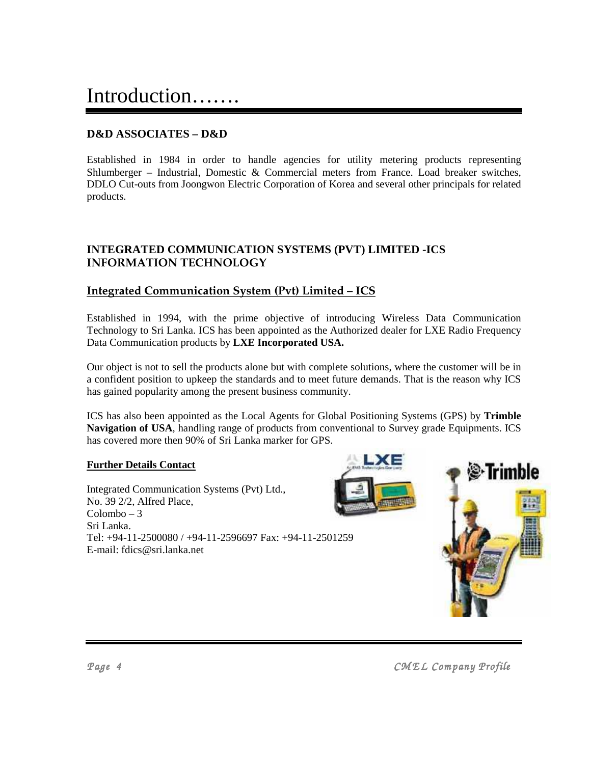# Introduction…….

### D&D ASSOCIATES – D&D

Established in 1984 in order to handle agencies for utility metering products representing Shlumberger – Industrial, Domestic & Commercial meters from France. Load breaker switches, DDLO Cut-outs from Joongwon Electric Corporation of Korea and several other principals for related products.

### INTEGRATED COMMUNICATION SYSTEMS (PVT) LIMITED -ICS INFORMATION TECHNOLOGY

### Integrated Communication System (Pvt) Limited – ICS

Established in 1994, with the prime objective of introducing Wireless Data Communication Technology to Sri Lanka. ICS has been appointed as the Authorized dealer for LXE Radio Frequency Data Communication products by **LXE Incorporated USA.**

Our object is not to sell the products alone but with complete solutions, where the customer will be in a confident position to upkeep the standards and to meet future demands. That is the reason why ICS has gained popularity among the present business community.

ICS has also been appointed as the Local Agents for Global Positioning Systems (GPS) by **Trimble Navigation of USA**, handling range of products from conventional to Survey grade Equipments. ICS has covered more then 90% of Sri Lanka marker for GPS.

**Further Details Contact**

Integrated Communication Systems (Pvt) Ltd.,
No. 39 2/2, Alfred Place,
Colombo – 3
Sri Lanka.
Tel: +94-11-2500080 / +94-11-2596697 Fax: +94-11-2501259
E-mail: fdics@sri.lanka.net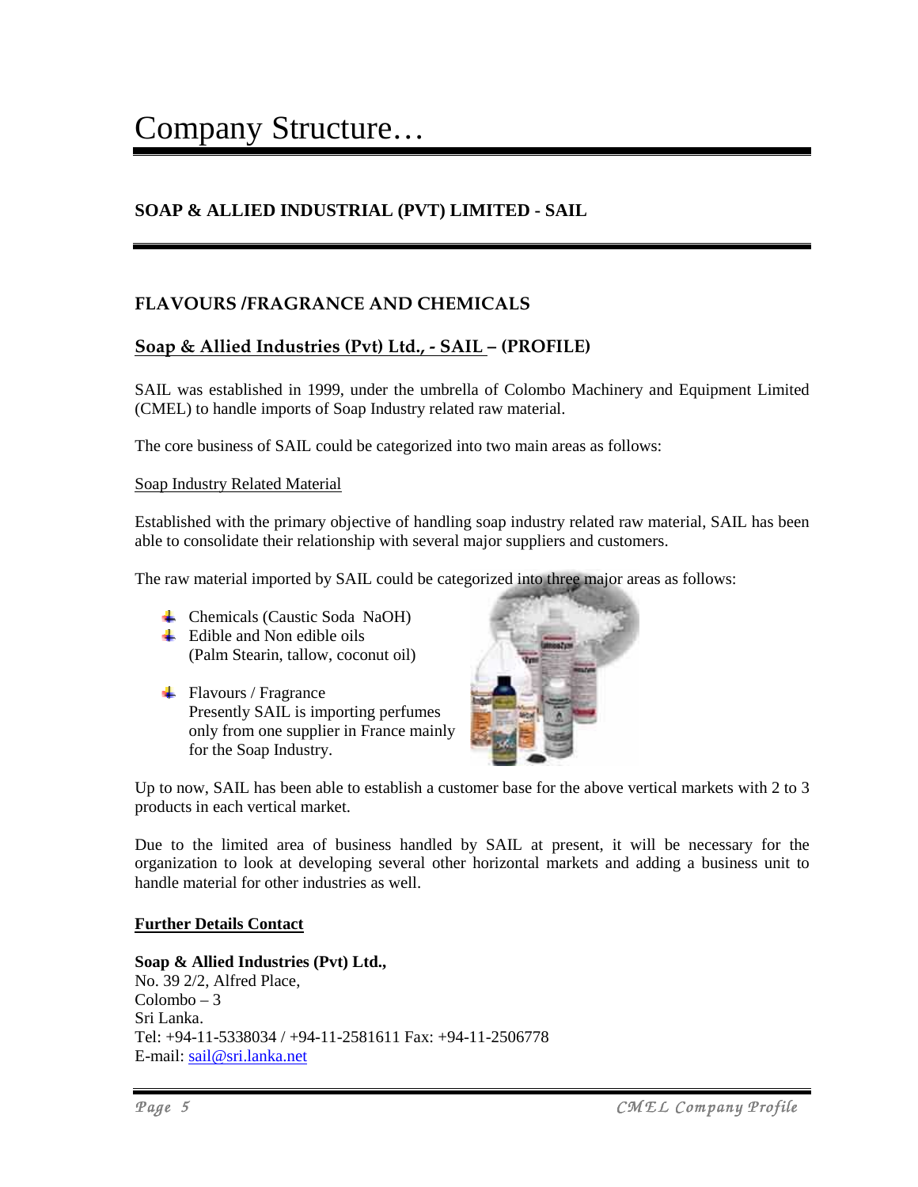# Company Structure…

## SOAP & ALLIED INDUSTRIAL (PVT) LIMITED - SAIL

### FLAVOURS /FRAGRANCE AND CHEMICALS

### Soap & Allied Industries (Pvt) Ltd., - SAIL – (PROFILE)

SAIL was established in 1999, under the umbrella of Colombo Machinery and Equipment Limited (CMEL) to handle imports of Soap Industry related raw material.

The core business of SAIL could be categorized into two main areas as follows:

Soap Industry Related Material

Established with the primary objective of handling soap industry related raw material, SAIL has been able to consolidate their relationship with several major suppliers and customers.

The raw material imported by SAIL could be categorized into three major areas as follows:

- Chemicals (Caustic Soda NaOH)
- Edible and Non edible oils (Palm Stearin, tallow, coconut oil)
- Flavours / Fragrance
  Presently SAIL is importing perfumes only from one supplier in France mainly for the Soap Industry.

Up to now, SAIL has been able to establish a customer base for the above vertical markets with 2 to 3 products in each vertical market.

Due to the limited area of business handled by SAIL at present, it will be necessary for the organization to look at developing several other horizontal markets and adding a business unit to handle material for other industries as well.

**Further Details Contact**

**Soap & Allied Industries (Pvt) Ltd.,**
No. 39 2/2, Alfred Place,
Colombo – 3
Sri Lanka.
Tel: +94-11-5338034 / +94-11-2581611 Fax: +94-11-2506778
E-mail: sail@sri.lanka.net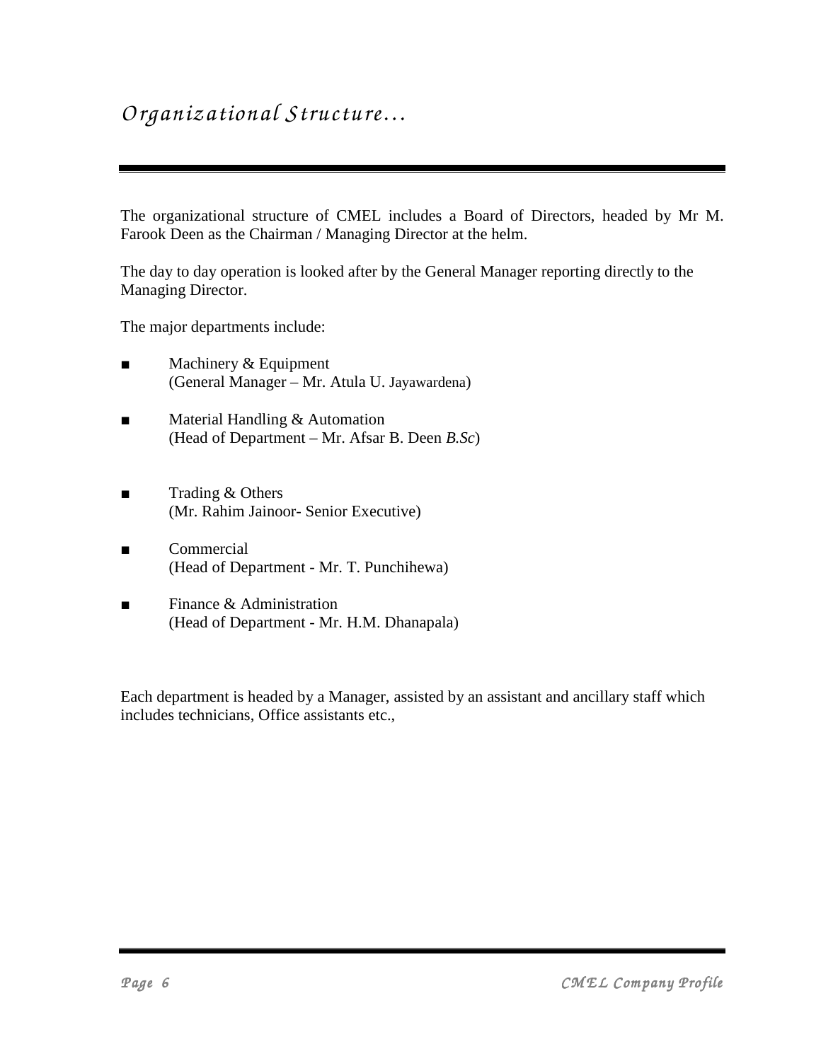# *Organizational Structure…*

The organizational structure of CMEL includes a Board of Directors, headed by Mr M. Farook Deen as the Chairman / Managing Director at the helm.

The day to day operation is looked after by the General Manager reporting directly to the Managing Director.

The major departments include:

- Machinery & Equipment
  (General Manager – Mr. Atula U. Jayawardena)
- Material Handling & Automation
  (Head of Department – Mr. Afsar B. Deen *B.Sc*)
- Trading & Others
  (Mr. Rahim Jainoor- Senior Executive)
- Commercial
  (Head of Department - Mr. T. Punchihewa)
- Finance & Administration
  (Head of Department - Mr. H.M. Dhanapala)

Each department is headed by a Manager, assisted by an assistant and ancillary staff which includes technicians, Office assistants etc.,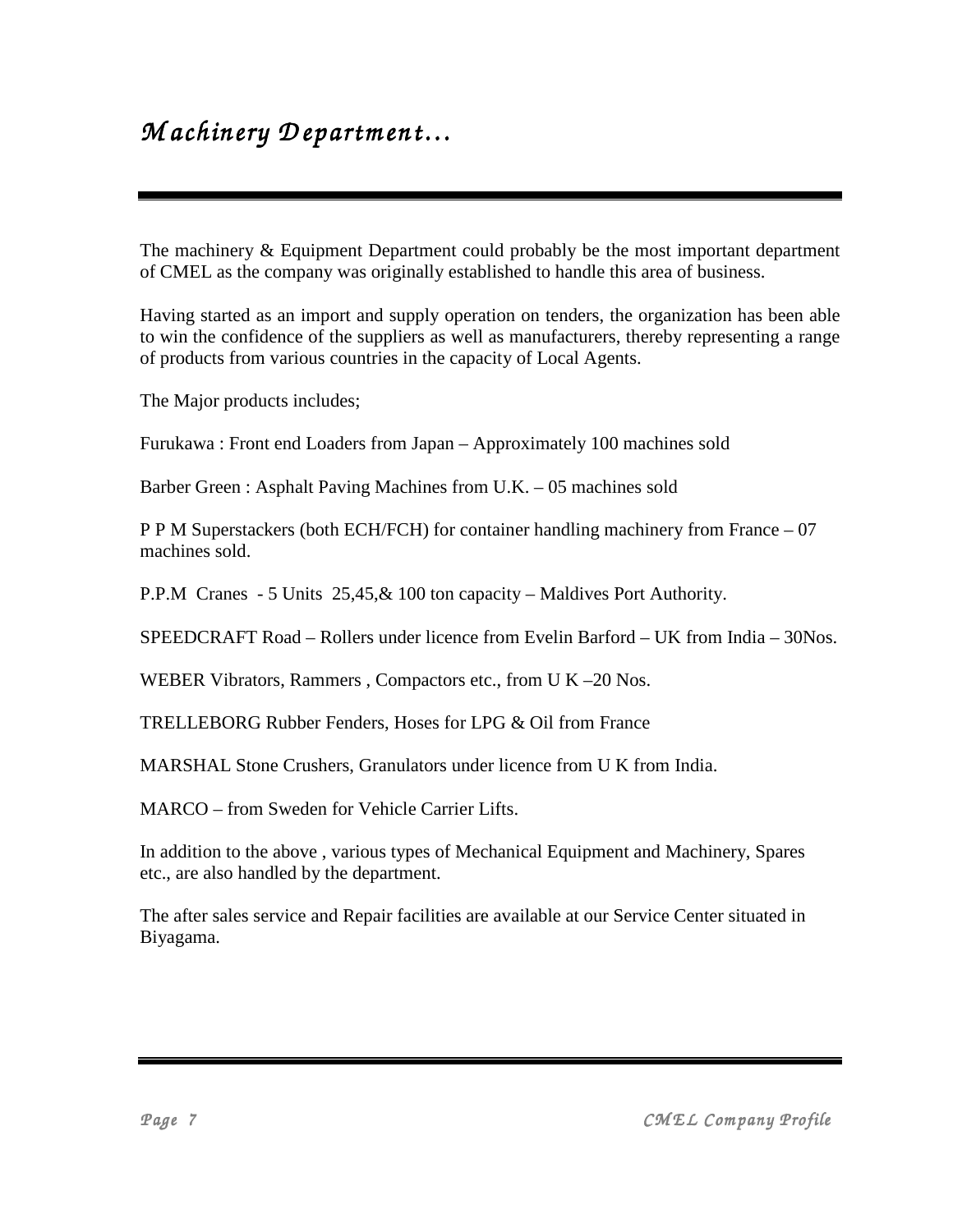# *Machinery Department…*

The machinery & Equipment Department could probably be the most important department of CMEL as the company was originally established to handle this area of business.

Having started as an import and supply operation on tenders, the organization has been able to win the confidence of the suppliers as well as manufacturers, thereby representing a range of products from various countries in the capacity of Local Agents.

The Major products includes;

Furukawa : Front end Loaders from Japan – Approximately 100 machines sold

Barber Green : Asphalt Paving Machines from U.K. – 05 machines sold

P P M Superstackers (both ECH/FCH) for container handling machinery from France – 07 machines sold.

P.P.M Cranes - 5 Units 25,45,& 100 ton capacity – Maldives Port Authority.

SPEEDCRAFT Road – Rollers under licence from Evelin Barford – UK from India – 30Nos.

WEBER Vibrators, Rammers , Compactors etc., from U K –20 Nos.

TRELLEBORG Rubber Fenders, Hoses for LPG & Oil from France

MARSHAL Stone Crushers, Granulators under licence from U K from India.

MARCO – from Sweden for Vehicle Carrier Lifts.

In addition to the above , various types of Mechanical Equipment and Machinery, Spares etc., are also handled by the department.

The after sales service and Repair facilities are available at our Service Center situated in Biyagama.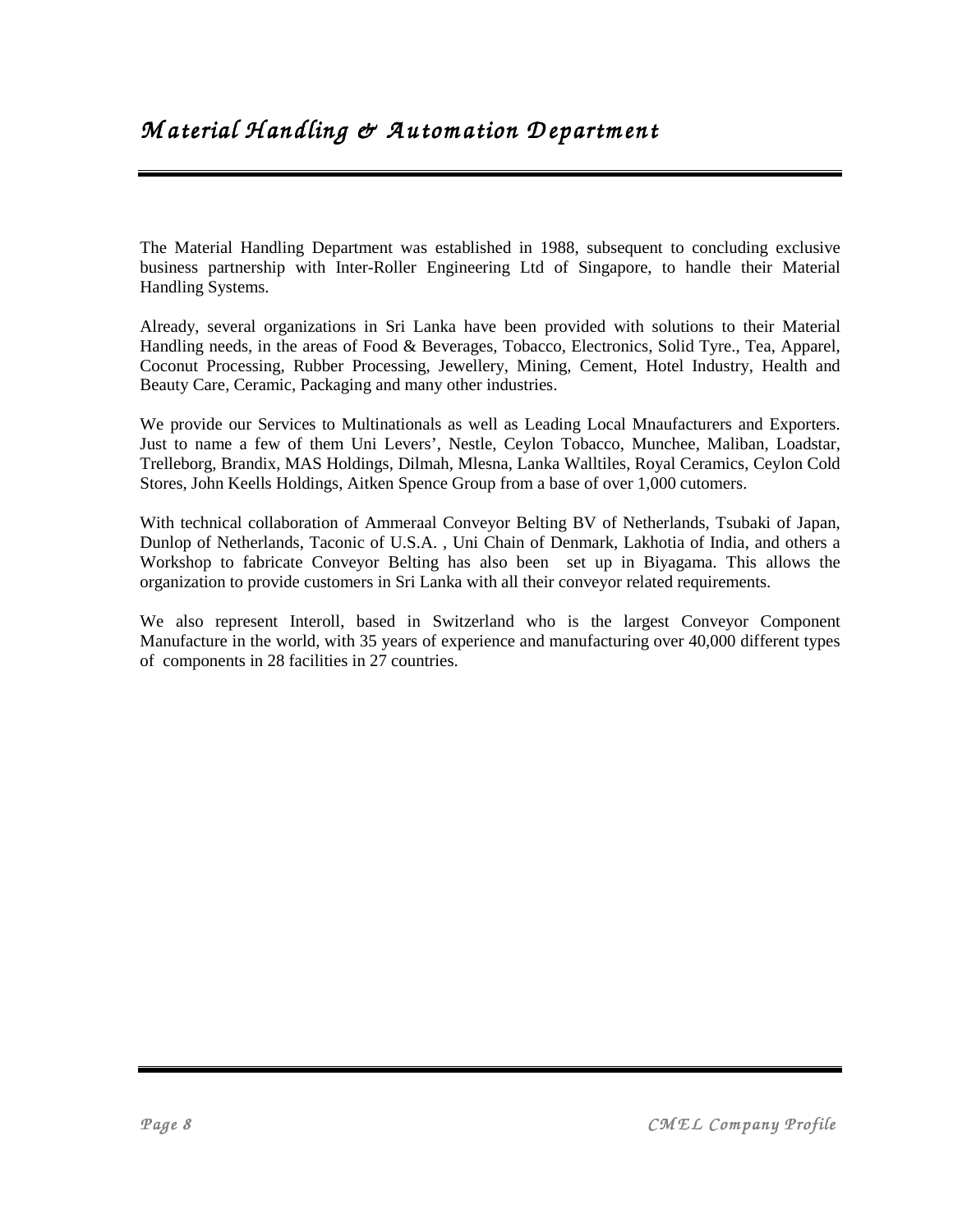# Material Handling & Automation Department

The Material Handling Department was established in 1988, subsequent to concluding exclusive business partnership with Inter-Roller Engineering Ltd of Singapore, to handle their Material Handling Systems.

Already, several organizations in Sri Lanka have been provided with solutions to their Material Handling needs, in the areas of Food & Beverages, Tobacco, Electronics, Solid Tyre., Tea, Apparel, Coconut Processing, Rubber Processing, Jewellery, Mining, Cement, Hotel Industry, Health and Beauty Care, Ceramic, Packaging and many other industries.

We provide our Services to Multinationals as well as Leading Local Mnaufacturers and Exporters. Just to name a few of them Uni Levers', Nestle, Ceylon Tobacco, Munchee, Maliban, Loadstar, Trelleborg, Brandix, MAS Holdings, Dilmah, Mlesna, Lanka Walltiles, Royal Ceramics, Ceylon Cold Stores, John Keells Holdings, Aitken Spence Group from a base of over 1,000 cutomers.

With technical collaboration of Ammeraal Conveyor Belting BV of Netherlands, Tsubaki of Japan, Dunlop of Netherlands, Taconic of U.S.A. , Uni Chain of Denmark, Lakhotia of India, and others a Workshop to fabricate Conveyor Belting has also been set up in Biyagama. This allows the organization to provide customers in Sri Lanka with all their conveyor related requirements.

We also represent Interoll, based in Switzerland who is the largest Conveyor Component Manufacture in the world, with 35 years of experience and manufacturing over 40,000 different types of components in 28 facilities in 27 countries.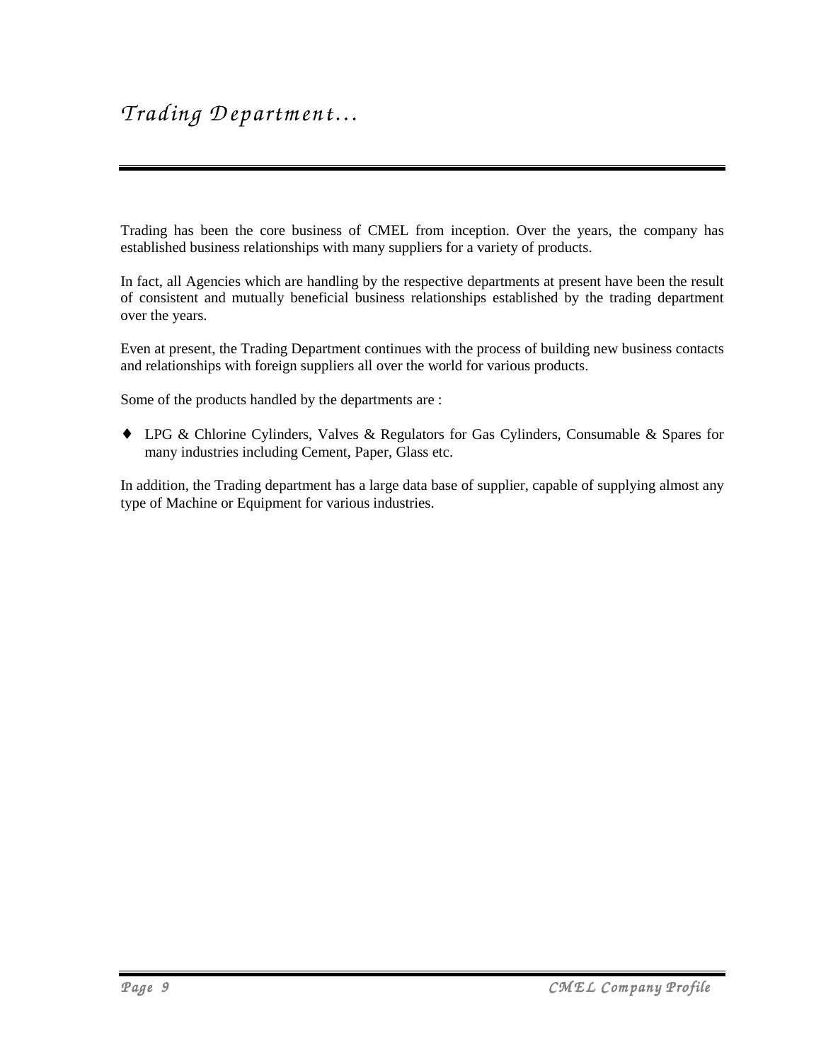# *Trading Department…*

Trading has been the core business of CMEL from inception. Over the years, the company has established business relationships with many suppliers for a variety of products.

In fact, all Agencies which are handling by the respective departments at present have been the result of consistent and mutually beneficial business relationships established by the trading department over the years.

Even at present, the Trading Department continues with the process of building new business contacts and relationships with foreign suppliers all over the world for various products.

Some of the products handled by the departments are :

- LPG & Chlorine Cylinders, Valves & Regulators for Gas Cylinders, Consumable & Spares for many industries including Cement, Paper, Glass etc.

In addition, the Trading department has a large data base of supplier, capable of supplying almost any type of Machine or Equipment for various industries.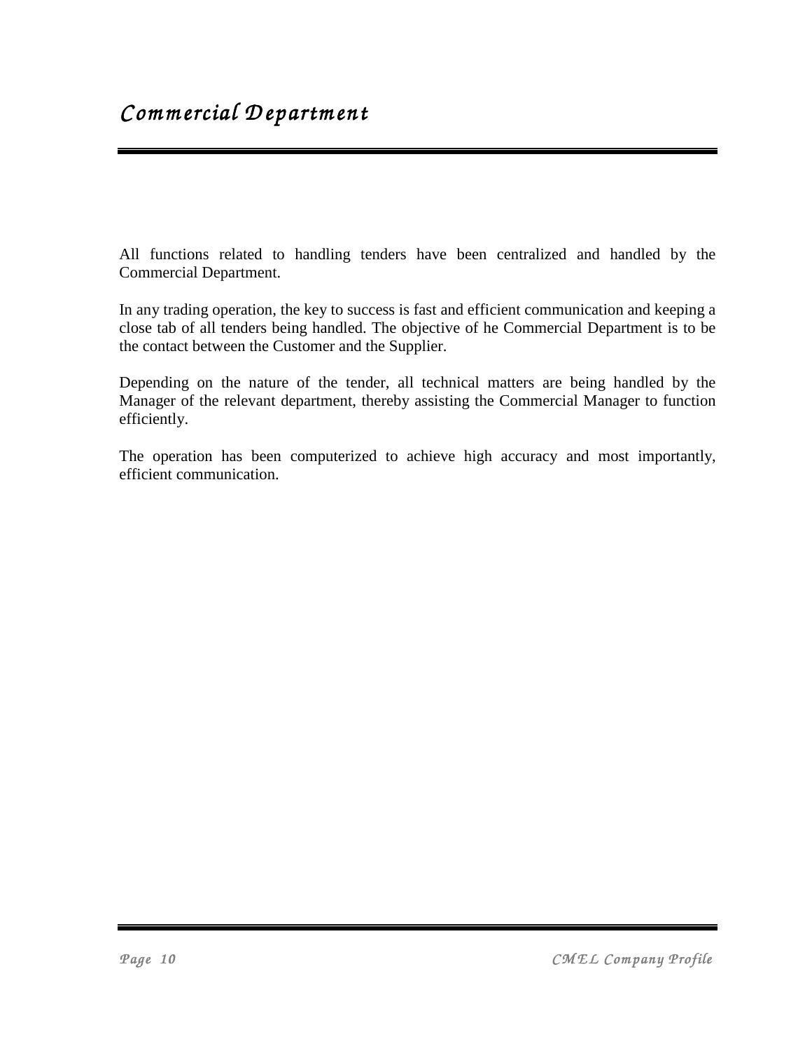# *Commercial Department*

All functions related to handling tenders have been centralized and handled by the Commercial Department.

In any trading operation, the key to success is fast and efficient communication and keeping a close tab of all tenders being handled. The objective of he Commercial Department is to be the contact between the Customer and the Supplier.

Depending on the nature of the tender, all technical matters are being handled by the Manager of the relevant department, thereby assisting the Commercial Manager to function efficiently.

The operation has been computerized to achieve high accuracy and most importantly, efficient communication.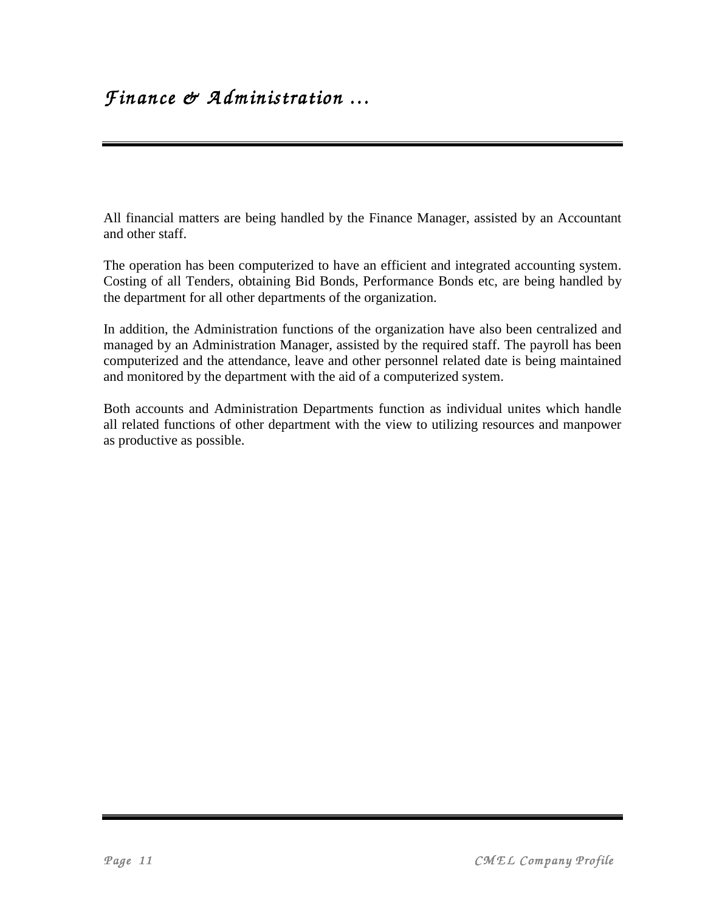# *Finance & Administration …*

All financial matters are being handled by the Finance Manager, assisted by an Accountant and other staff.

The operation has been computerized to have an efficient and integrated accounting system. Costing of all Tenders, obtaining Bid Bonds, Performance Bonds etc, are being handled by the department for all other departments of the organization.

In addition, the Administration functions of the organization have also been centralized and managed by an Administration Manager, assisted by the required staff. The payroll has been computerized and the attendance, leave and other personnel related date is being maintained and monitored by the department with the aid of a computerized system.

Both accounts and Administration Departments function as individual unites which handle all related functions of other department with the view to utilizing resources and manpower as productive as possible.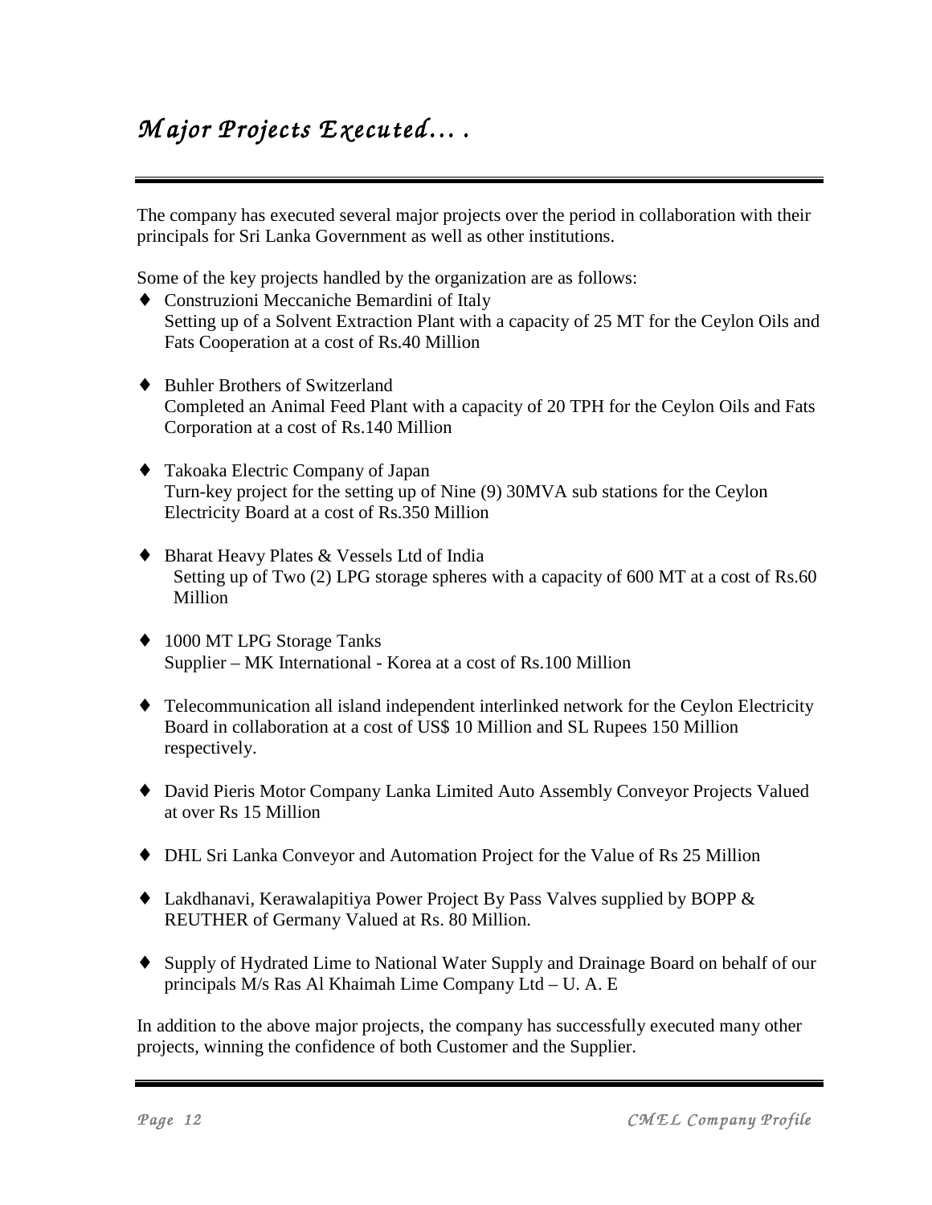# *Major Projects Executed….*

The company has executed several major projects over the period in collaboration with their principals for Sri Lanka Government as well as other institutions.

Some of the key projects handled by the organization are as follows:

- Construzioni Meccaniche Bemardini of Italy
  Setting up of a Solvent Extraction Plant with a capacity of 25 MT for the Ceylon Oils and Fats Cooperation at a cost of Rs.40 Million

- Buhler Brothers of Switzerland
  Completed an Animal Feed Plant with a capacity of 20 TPH for the Ceylon Oils and Fats Corporation at a cost of Rs.140 Million

- Takoaka Electric Company of Japan
  Turn-key project for the setting up of Nine (9) 30MVA sub stations for the Ceylon Electricity Board at a cost of Rs.350 Million

- Bharat Heavy Plates & Vessels Ltd of India
  Setting up of Two (2) LPG storage spheres with a capacity of 600 MT at a cost of Rs.60 Million

- 1000 MT LPG Storage Tanks
  Supplier – MK International - Korea at a cost of Rs.100 Million

- Telecommunication all island independent interlinked network for the Ceylon Electricity Board in collaboration at a cost of US$ 10 Million and SL Rupees 150 Million respectively.

- David Pieris Motor Company Lanka Limited Auto Assembly Conveyor Projects Valued at over Rs 15 Million

- DHL Sri Lanka Conveyor and Automation Project for the Value of Rs 25 Million

- Lakdhanavi, Kerawalapitiya Power Project By Pass Valves supplied by BOPP & REUTHER of Germany Valued at Rs. 80 Million.

- Supply of Hydrated Lime to National Water Supply and Drainage Board on behalf of our principals M/s Ras Al Khaimah Lime Company Ltd – U. A. E

In addition to the above major projects, the company has successfully executed many other projects, winning the confidence of both Customer and the Supplier.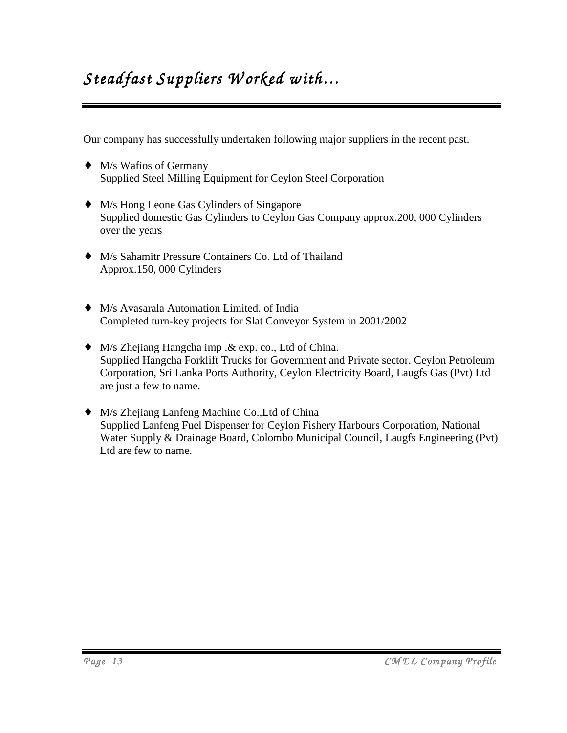# *Steadfast Suppliers Worked with…*

Our company has successfully undertaken following major suppliers in the recent past.

- M/s Wafios of Germany
  Supplied Steel Milling Equipment for Ceylon Steel Corporation

- M/s Hong Leone Gas Cylinders of Singapore
  Supplied domestic Gas Cylinders to Ceylon Gas Company approx.200, 000 Cylinders over the years

- M/s Sahamitr Pressure Containers Co. Ltd of Thailand
  Approx.150, 000 Cylinders

- M/s Avasarala Automation Limited. of India
  Completed turn-key projects for Slat Conveyor System in 2001/2002

- M/s Zhejiang Hangcha imp .& exp. co., Ltd of China.
  Supplied Hangcha Forklift Trucks for Government and Private sector. Ceylon Petroleum Corporation, Sri Lanka Ports Authority, Ceylon Electricity Board, Laugfs Gas (Pvt) Ltd are just a few to name.

- M/s Zhejiang Lanfeng Machine Co.,Ltd of China
  Supplied Lanfeng Fuel Dispenser for Ceylon Fishery Harbours Corporation, National Water Supply & Drainage Board, Colombo Municipal Council, Laugfs Engineering (Pvt) Ltd are few to name.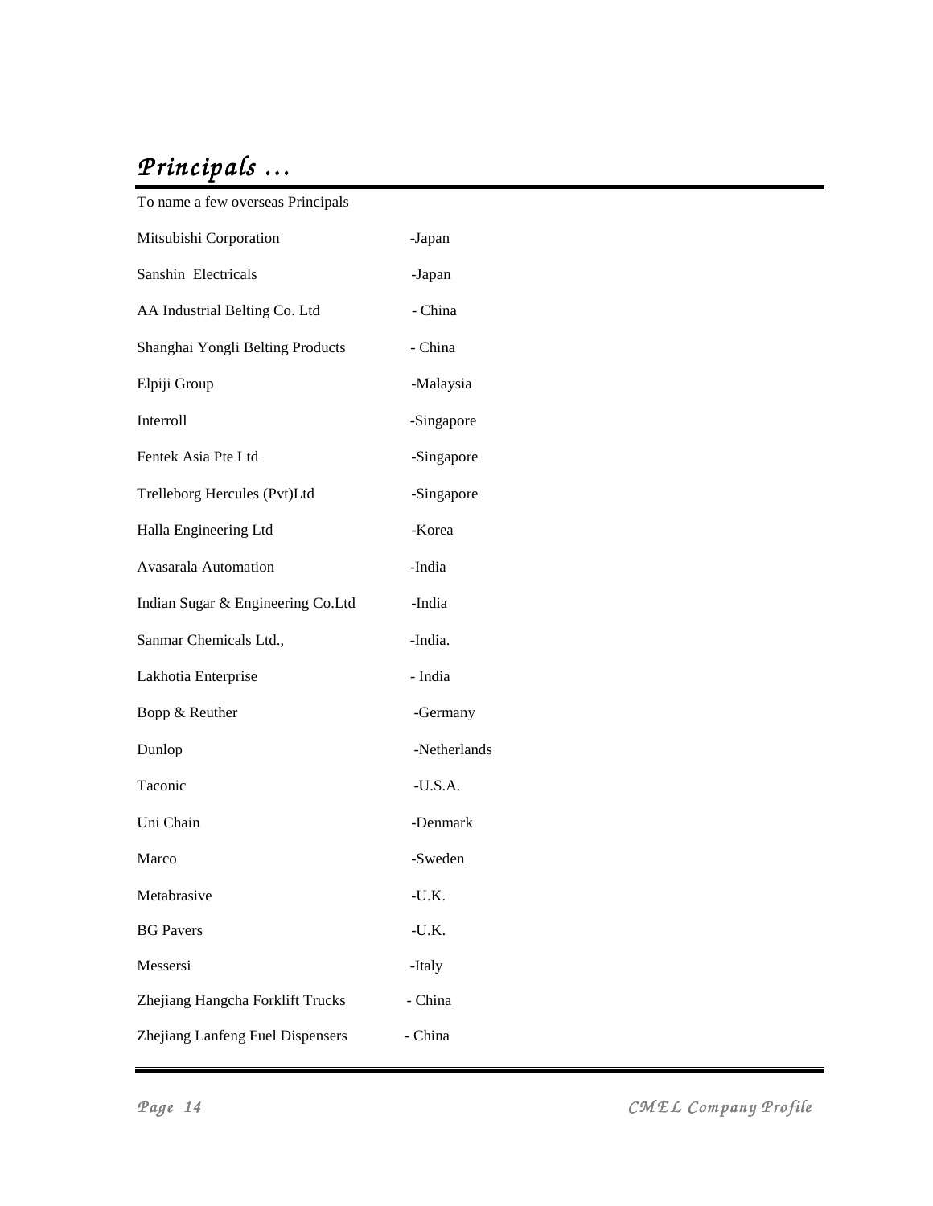# *Principals …*

To name a few overseas Principals

| | |
|---|---|
| Mitsubishi Corporation | -Japan |
| Sanshin Electricals | -Japan |
| AA Industrial Belting Co. Ltd | - China |
| Shanghai Yongli Belting Products | - China |
| Elpiji Group | -Malaysia |
| Interroll | -Singapore |
| Fentek Asia Pte Ltd | -Singapore |
| Trelleborg Hercules (Pvt)Ltd | -Singapore |
| Halla Engineering Ltd | -Korea |
| Avasarala Automation | -India |
| Indian Sugar & Engineering Co.Ltd | -India |
| Sanmar Chemicals Ltd., | -India. |
| Lakhotia Enterprise | - India |
| Bopp & Reuther | -Germany |
| Dunlop | -Netherlands |
| Taconic | -U.S.A. |
| Uni Chain | -Denmark |
| Marco | -Sweden |
| Metabrasive | -U.K. |
| BG Pavers | -U.K. |
| Messersi | -Italy |
| Zhejiang Hangcha Forklift Trucks | - China |
| Zhejiang Lanfeng Fuel Dispensers | - China |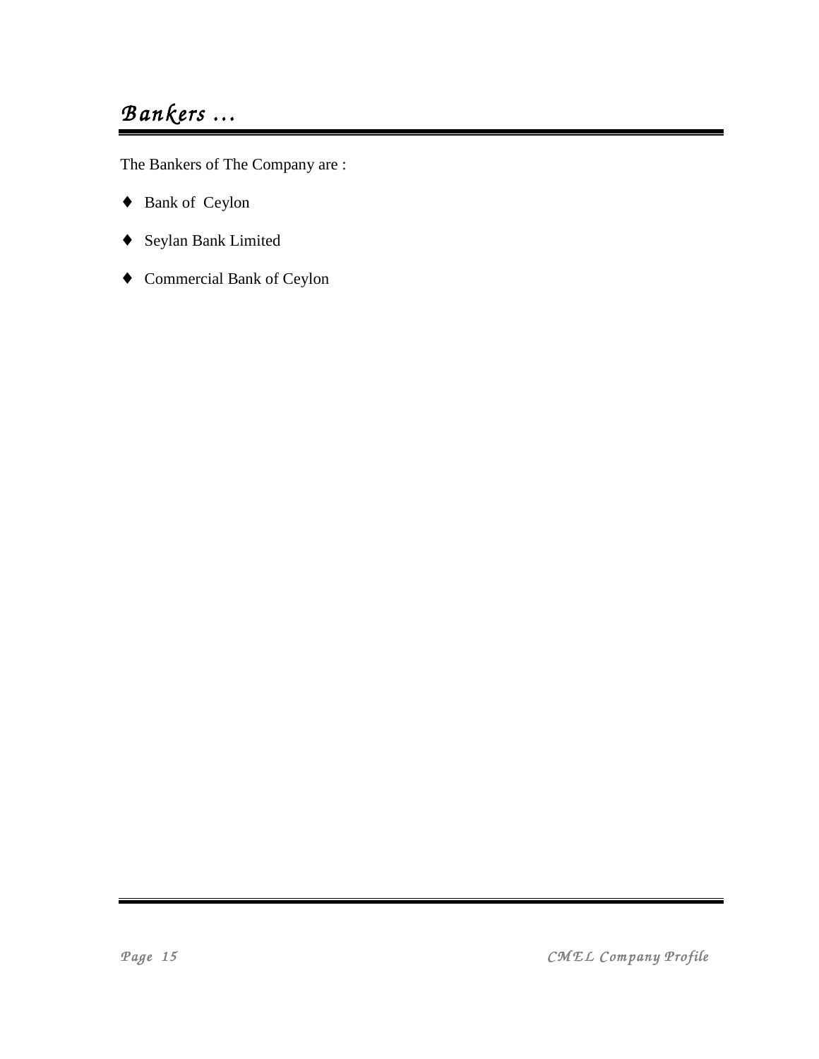## *Bankers …*

The Bankers of The Company are :

- Bank of Ceylon
- Seylan Bank Limited
- Commercial Bank of Ceylon